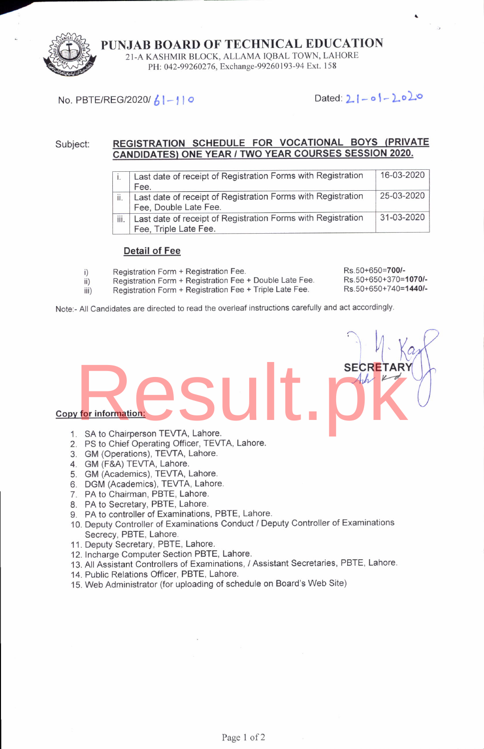# PUNJAB BOARD OF TECHNICAL EDUCATION

21-A KASHMIR BLOCK, ALLAMA IQBAL TOWN, LAHORE
PH: 042-99260276, Exchange-99260193-94 Ext. 158

No. PBTE/REG/2020/ 61-110

Dated: 21-01-2020

Subject: **REGISTRATION SCHEDULE FOR VOCATIONAL BOYS (PRIVATE CANDIDATES) ONE YEAR / TWO YEAR COURSES SESSION 2020.**

| | | |
|---|---|---|
| i. | Last date of receipt of Registration Forms with Registration Fee. | 16-03-2020 |
| ii. | Last date of receipt of Registration Forms with Registration Fee, Double Late Fee. | 25-03-2020 |
| iii. | Last date of receipt of Registration Forms with Registration Fee, Triple Late Fee. | 31-03-2020 |

## Detail of Fee

| | | |
|---|---|---|
| i) | Registration Form + Registration Fee. | Rs.50+650=**700/-** |
| ii) | Registration Form + Registration Fee + Double Late Fee. | Rs.50+650+370=**1070/-** |
| iii) | Registration Form + Registration Fee + Triple Late Fee. | Rs.50+650+740=**1440/-** |

Note:- All Candidates are directed to read the overleaf instructions carefully and act accordingly.

SECRETARY

**Copy for information:**

1. SA to Chairperson TEVTA, Lahore.
2. PS to Chief Operating Officer, TEVTA, Lahore.
3. GM (Operations), TEVTA, Lahore.
4. GM (F&A) TEVTA, Lahore.
5. GM (Academics), TEVTA, Lahore.
6. DGM (Academics), TEVTA, Lahore.
7. PA to Chairman, PBTE, Lahore.
8. PA to Secretary, PBTE, Lahore.
9. PA to controller of Examinations, PBTE, Lahore.
10. Deputy Controller of Examinations Conduct / Deputy Controller of Examinations Secrecy, PBTE, Lahore.
11. Deputy Secretary, PBTE, Lahore.
12. Incharge Computer Section PBTE, Lahore.
13. All Assistant Controllers of Examinations, / Assistant Secretaries, PBTE, Lahore.
14. Public Relations Officer, PBTE, Lahore.
15. Web Administrator (for uploading of schedule on Board's Web Site)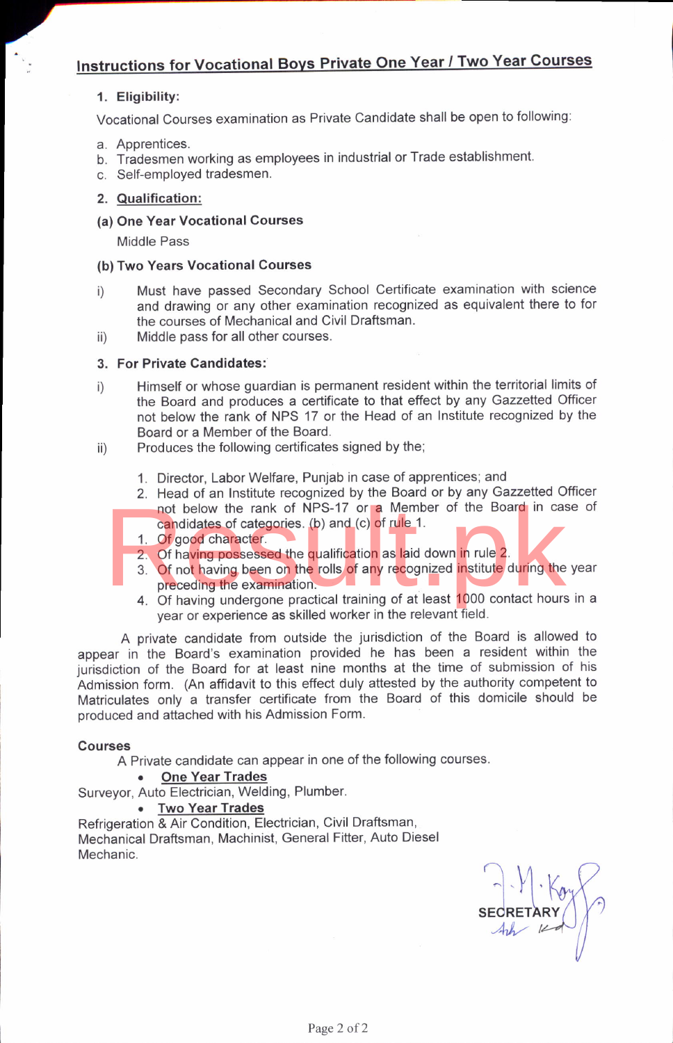## Instructions for Vocational Boys Private One Year / Two Year Courses

**1. Eligibility:**

Vocational Courses examination as Private Candidate shall be open to following:

a. Apprentices.
b. Tradesmen working as employees in industrial or Trade establishment.
c. Self-employed tradesmen.

**2. Qualification:**

**(a) One Year Vocational Courses**

Middle Pass

**(b) Two Years Vocational Courses**

i) Must have passed Secondary School Certificate examination with science and drawing or any other examination recognized as equivalent there to for the courses of Mechanical and Civil Draftsman.
ii) Middle pass for all other courses.

**3. For Private Candidates:**

i) Himself or whose guardian is permanent resident within the territorial limits of the Board and produces a certificate to that effect by any Gazzetted Officer not below the rank of NPS 17 or the Head of an Institute recognized by the Board or a Member of the Board.
ii) Produces the following certificates signed by the;

1. Director, Labor Welfare, Punjab in case of apprentices; and
2. Head of an Institute recognized by the Board or by any Gazzetted Officer not below the rank of NPS-17 or a Member of the Board in case of candidates of categories. (b) and (c) of rule 1.

1. Of good character.
2. Of having possessed the qualification as laid down in rule 2.
3. Of not having been on the rolls of any recognized institute during the year preceding the examination.
4. Of having undergone practical training of at least 1000 contact hours in a year or experience as skilled worker in the relevant field.

A private candidate from outside the jurisdiction of the Board is allowed to appear in the Board's examination provided he has been a resident within the jurisdiction of the Board for at least nine months at the time of submission of his Admission form. (An affidavit to this effect duly attested by the authority competent to Matriculates only a transfer certificate from the Board of this domicile should be produced and attached with his Admission Form.

**Courses**

A Private candidate can appear in one of the following courses.

- **One Year Trades**

Surveyor, Auto Electrician, Welding, Plumber.

- **Two Year Trades**

Refrigeration & Air Condition, Electrician, Civil Draftsman, Mechanical Draftsman, Machinist, General Fitter, Auto Diesel Mechanic.

SECRETARY